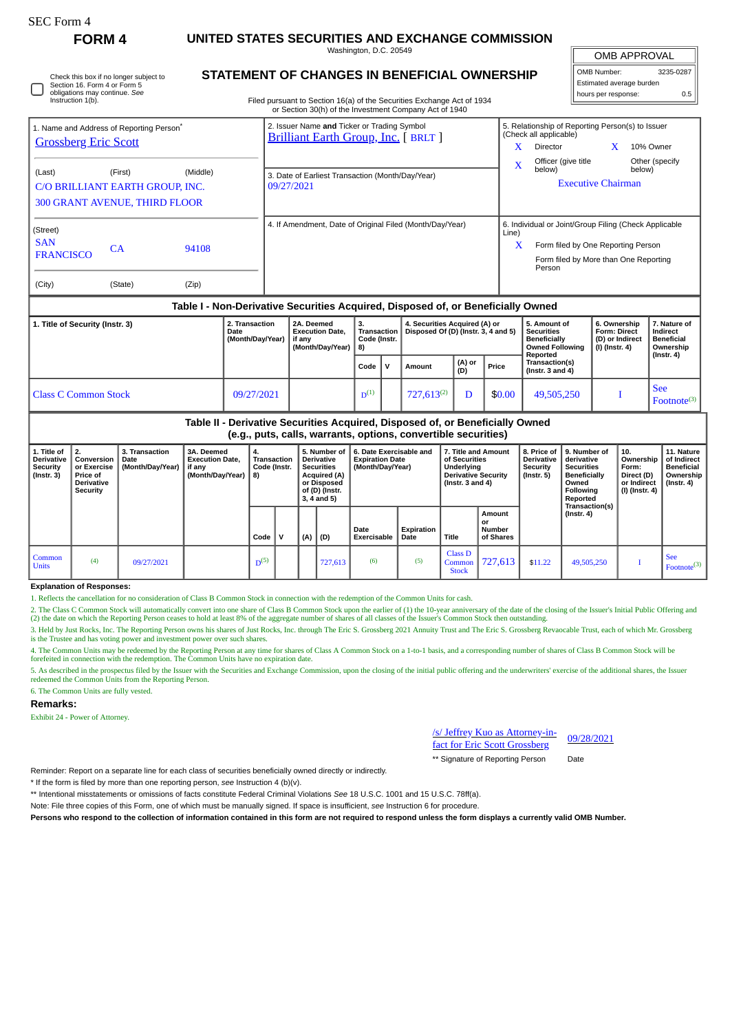SEC Form 4

**FORM 4**

# UNITED STATES SECURITIES AND EXCHANGE COMMISSION

Washington, D.C. 20549

## STATEMENT OF CHANGES IN BENEFICIAL OWNERSHIP

Filed pursuant to Section 16(a) of the Securities Exchange Act of 1934 or Section 30(h) of the Investment Company Act of 1940

| OMB APPROVAL | |
|---|---|
| OMB Number: | 3235-0287 |
| Estimated average burden | |
| hours per response: | 0.5 |

☐ Check this box if no longer subject to Section 16. Form 4 or Form 5 obligations may continue. *See* Instruction 1(b).

1. Name and Address of Reporting Person*
Grossberg Eric Scott

(Last) (First) (Middle)
C/O BRILLIANT EARTH GROUP, INC.
300 GRANT AVENUE, THIRD FLOOR

(Street)
SAN FRANCISCO CA 94108

(City) (State) (Zip)

2. Issuer Name **and** Ticker or Trading Symbol
Brilliant Earth Group, Inc. [ BRLT ]

3. Date of Earliest Transaction (Month/Day/Year)
09/27/2021

4. If Amendment, Date of Original Filed (Month/Day/Year)

5. Relationship of Reporting Person(s) to Issuer (Check all applicable)
X Director
X 10% Owner
X Officer (give title below)
Other (specify below)
Executive Chairman

6. Individual or Joint/Group Filing (Check Applicable Line)
X Form filed by One Reporting Person
Form filed by More than One Reporting Person

### Table I - Non-Derivative Securities Acquired, Disposed of, or Beneficially Owned

| 1. Title of Security (Instr. 3) | 2. Transaction Date (Month/Day/Year) | 2A. Deemed Execution Date, if any (Month/Day/Year) | 3. Transaction Code (Instr. 8) | | 4. Securities Acquired (A) or Disposed Of (D) (Instr. 3, 4 and 5) | | | 5. Amount of Securities Beneficially Owned Following Reported Transaction(s) (Instr. 3 and 4) | 6. Ownership Form: Direct (D) or Indirect (I) (Instr. 4) | 7. Nature of Indirect Beneficial Ownership (Instr. 4) |
|---|---|---|---|---|---|---|---|---|---|---|
| | | | Code | V | Amount | (A) or (D) | Price | | | |
| Class C Common Stock | 09/27/2021 | | D[(1)] | | 727,613[(2)] | D | $0.00 | 49,505,250 | I | See Footnote[(3)] |

### Table II - Derivative Securities Acquired, Disposed of, or Beneficially Owned (e.g., puts, calls, warrants, options, convertible securities)

| 1. Title of Derivative Security (Instr. 3) | 2. Conversion or Exercise Price of Derivative Security | 3. Transaction Date (Month/Day/Year) | 3A. Deemed Execution Date, if any (Month/Day/Year) | 4. Transaction Code (Instr. 8) | | 5. Number of Derivative Securities Acquired (A) or Disposed of (D) (Instr. 3, 4 and 5) | | 6. Date Exercisable and Expiration Date (Month/Day/Year) | | 7. Title and Amount of Securities Underlying Derivative Security (Instr. 3 and 4) | | 8. Price of Derivative Security (Instr. 5) | 9. Number of derivative Securities Beneficially Owned Following Reported Transaction(s) (Instr. 4) | 10. Ownership Form: Direct (D) or Indirect (I) (Instr. 4) | 11. Nature of Indirect Beneficial Ownership (Instr. 4) |
|---|---|---|---|---|---|---|---|---|---|---|---|---|---|---|---|
| | | | | Code | V | (A) | (D) | Date Exercisable | Expiration Date | Title | Amount or Number of Shares | | | | |
| Common Units | (4) | 09/27/2021 | | D[(5)] | | | 727,613 | (6) | (5) | Class D Common Stock | 727,613 | $11.22 | 49,505,250 | I | See Footnote[(3)] |

**Explanation of Responses:**

1. Reflects the cancellation for no consideration of Class B Common Stock in connection with the redemption of the Common Units for cash.

2. The Class C Common Stock will automatically convert into one share of Class B Common Stock upon the earlier of (1) the 10-year anniversary of the date of the closing of the Issuer's Initial Public Offering and (2) the date on which the Reporting Person ceases to hold at least 8% of the aggregate number of shares of all classes of the Issuer's Common Stock then outstanding.

3. Held by Just Rocks, Inc. The Reporting Person owns his shares of Just Rocks, Inc. through The Eric S. Grossberg 2021 Annuity Trust and The Eric S. Grossberg Revocable Trust, each of which Mr. Grossberg is the Trustee and has voting power and investment power over such shares.

4. The Common Units may be redeemed by the Reporting Person at any time for shares of Class A Common Stock on a 1-to-1 basis, and a corresponding number of shares of Class B Common Stock will be forefeited in connection with the redemption. The Common Units have no expiration date.

5. As described in the prospectus filed by the Issuer with the Securities and Exchange Commission, upon the closing of the initial public offering and the underwriters' exercise of the additional shares, the Issuer redeemed the Common Units from the Reporting Person.

6. The Common Units are fully vested.

**Remarks:**

Exhibit 24 - Power of Attorney.

/s/ Jeffrey Kuo as Attorney-in-fact for Eric Scott Grossberg — 09/28/2021

** Signature of Reporting Person — Date

Reminder: Report on a separate line for each class of securities beneficially owned directly or indirectly.

* If the form is filed by more than one reporting person, *see* Instruction 4 (b)(v).

** Intentional misstatements or omissions of facts constitute Federal Criminal Violations *See* 18 U.S.C. 1001 and 15 U.S.C. 78ff(a).

Note: File three copies of this Form, one of which must be manually signed. If space is insufficient, *see* Instruction 6 for procedure.

**Persons who respond to the collection of information contained in this form are not required to respond unless the form displays a currently valid OMB Number.**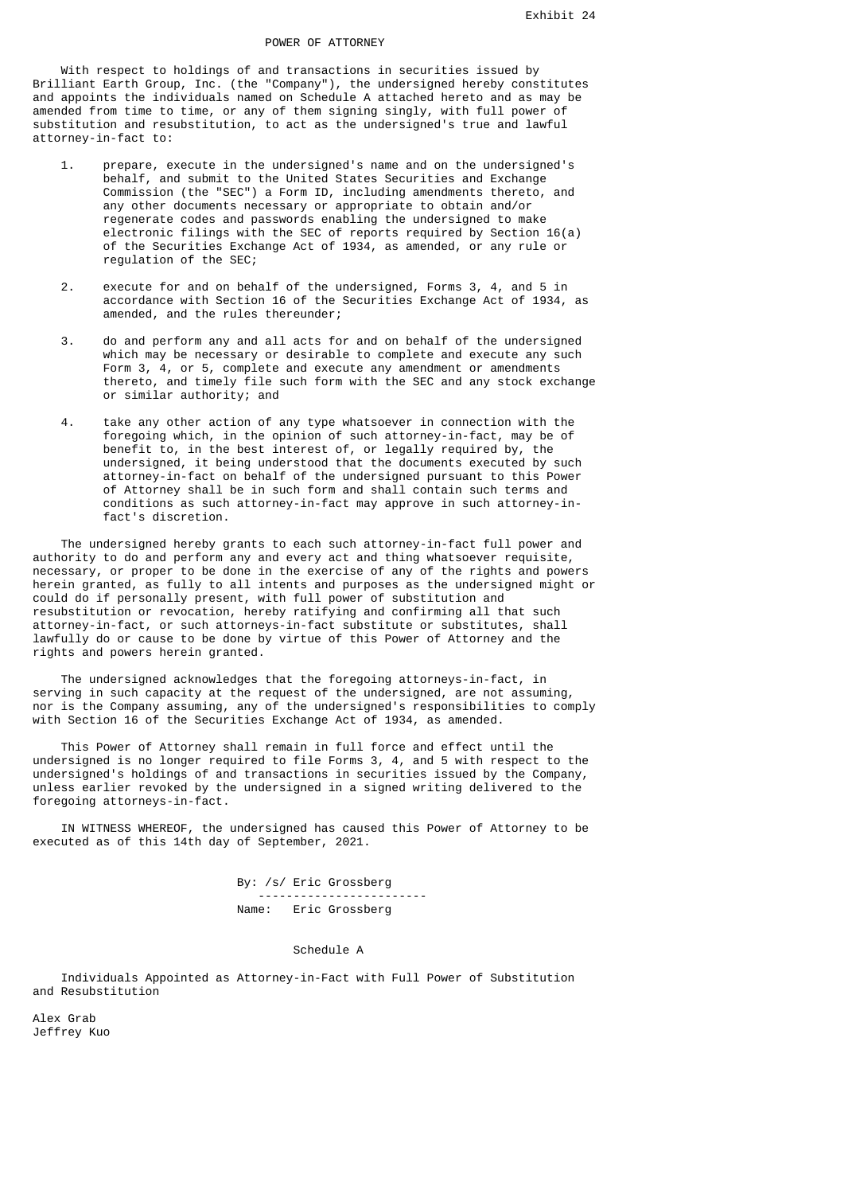Exhibit 24

# POWER OF ATTORNEY

With respect to holdings of and transactions in securities issued by Brilliant Earth Group, Inc. (the "Company"), the undersigned hereby constitutes and appoints the individuals named on Schedule A attached hereto and as may be amended from time to time, or any of them signing singly, with full power of substitution and resubstitution, to act as the undersigned's true and lawful attorney-in-fact to:

1. prepare, execute in the undersigned's name and on the undersigned's behalf, and submit to the United States Securities and Exchange Commission (the "SEC") a Form ID, including amendments thereto, and any other documents necessary or appropriate to obtain and/or regenerate codes and passwords enabling the undersigned to make electronic filings with the SEC of reports required by Section 16(a) of the Securities Exchange Act of 1934, as amended, or any rule or regulation of the SEC;

2. execute for and on behalf of the undersigned, Forms 3, 4, and 5 in accordance with Section 16 of the Securities Exchange Act of 1934, as amended, and the rules thereunder;

3. do and perform any and all acts for and on behalf of the undersigned which may be necessary or desirable to complete and execute any such Form 3, 4, or 5, complete and execute any amendment or amendments thereto, and timely file such form with the SEC and any stock exchange or similar authority; and

4. take any other action of any type whatsoever in connection with the foregoing which, in the opinion of such attorney-in-fact, may be of benefit to, in the best interest of, or legally required by, the undersigned, it being understood that the documents executed by such attorney-in-fact on behalf of the undersigned pursuant to this Power of Attorney shall be in such form and shall contain such terms and conditions as such attorney-in-fact may approve in such attorney-in-fact's discretion.

The undersigned hereby grants to each such attorney-in-fact full power and authority to do and perform any and every act and thing whatsoever requisite, necessary, or proper to be done in the exercise of any of the rights and powers herein granted, as fully to all intents and purposes as the undersigned might or could do if personally present, with full power of substitution and resubstitution or revocation, hereby ratifying and confirming all that such attorney-in-fact, or such attorneys-in-fact substitute or substitutes, shall lawfully do or cause to be done by virtue of this Power of Attorney and the rights and powers herein granted.

The undersigned acknowledges that the foregoing attorneys-in-fact, in serving in such capacity at the request of the undersigned, are not assuming, nor is the Company assuming, any of the undersigned's responsibilities to comply with Section 16 of the Securities Exchange Act of 1934, as amended.

This Power of Attorney shall remain in full force and effect until the undersigned is no longer required to file Forms 3, 4, and 5 with respect to the undersigned's holdings of and transactions in securities issued by the Company, unless earlier revoked by the undersigned in a signed writing delivered to the foregoing attorneys-in-fact.

IN WITNESS WHEREOF, the undersigned has caused this Power of Attorney to be executed as of this 14th day of September, 2021.

By: /s/ Eric Grossberg

Name: Eric Grossberg

## Schedule A

Individuals Appointed as Attorney-in-Fact with Full Power of Substitution and Resubstitution

Alex Grab
Jeffrey Kuo